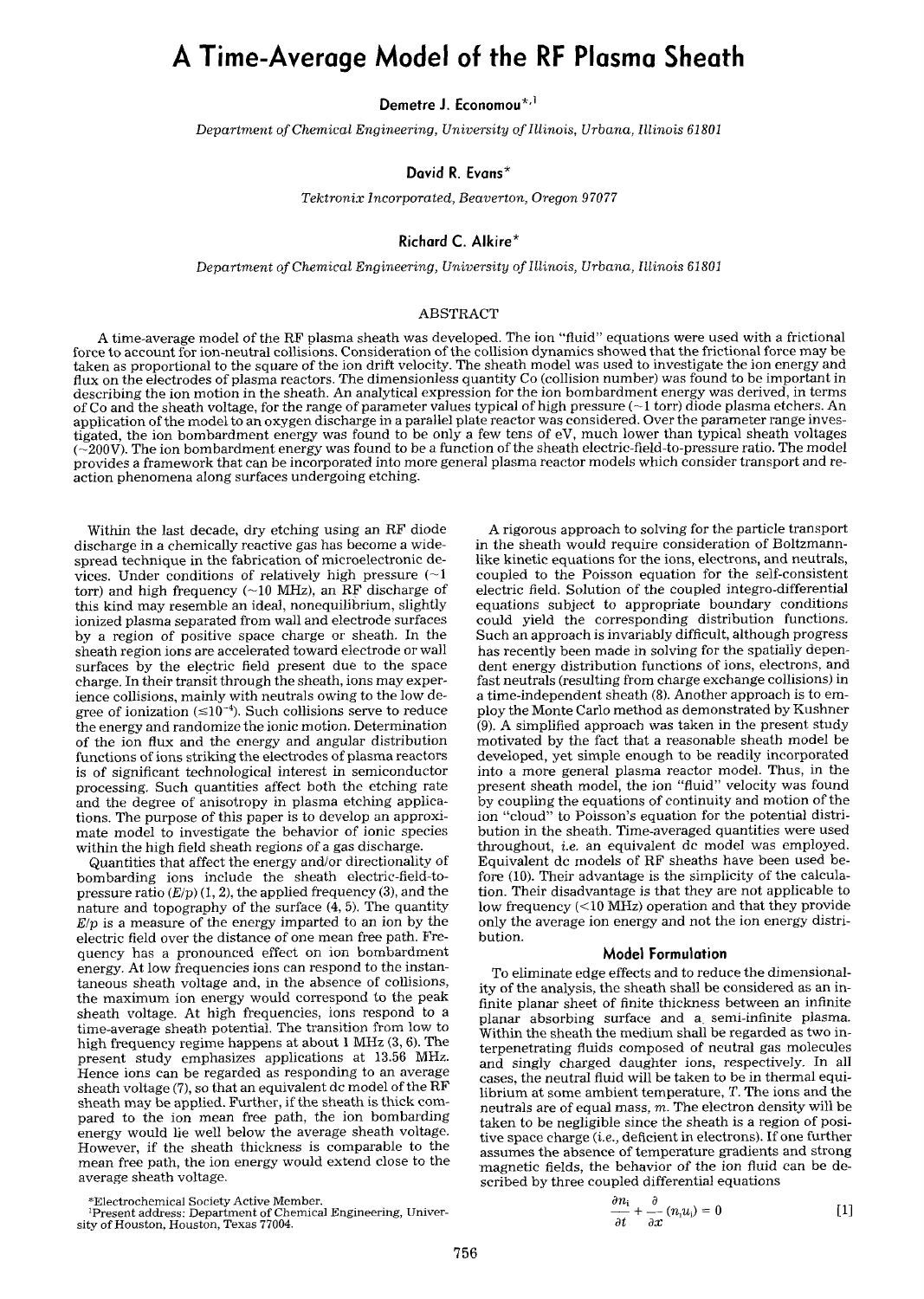# A Time-Average Model of the RF Plasma Sheath

**Demetre J. Economou**[*,1]

*Department of Chemical Engineering, University of Illinois, Urbana, Illinois 61801*

**David R. Evans**[*]

*Tektronix Incorporated, Beaverton, Oregon 97077*

**Richard C. Alkire**[*]

*Department of Chemical Engineering, University of Illinois, Urbana, Illinois 61801*

## ABSTRACT

A time-average model of the RF plasma sheath was developed. The ion "fluid" equations were used with a frictional force to account for ion-neutral collisions. Consideration of the collision dynamics showed that the frictional force may be taken as proportional to the square of the ion drift velocity. The sheath model was used to investigate the ion energy and flux on the electrodes of plasma reactors. The dimensionless quantity Co (collision number) was found to be important in describing the ion motion in the sheath. An analytical expression for the ion bombardment energy was derived, in terms of Co and the sheath voltage, for the range of parameter values typical of high pressure (~1 torr) diode plasma etchers. An application of the model to an oxygen discharge in a parallel plate reactor was considered. Over the parameter range investigated, the ion bombardment energy was found to be only a few tens of eV, much lower than typical sheath voltages (~200V). The ion bombardment energy was found to be a function of the sheath electric-field-to-pressure ratio. The model provides a framework that can be incorporated into more general plasma reactor models which consider transport and reaction phenomena along surfaces undergoing etching.

Within the last decade, dry etching using an RF diode discharge in a chemically reactive gas has become a widespread technique in the fabrication of microelectronic devices. Under conditions of relatively high pressure (~1 torr) and high frequency (~10 MHz), an RF discharge of this kind may resemble an ideal, nonequilibrium, slightly ionized plasma separated from wall and electrode surfaces by a region of positive space charge or sheath. In the sheath region ions are accelerated toward electrode or wall surfaces by the electric field present due to the space charge. In their transit through the sheath, ions may experience collisions, mainly with neutrals owing to the low degree of ionization ($\leq 10^{-4}$). Such collisions serve to reduce the energy and randomize the ionic motion. Determination of the ion flux and the energy and angular distribution functions of ions striking the electrodes of plasma reactors is of significant technological interest in semiconductor processing. Such quantities affect both the etching rate and the degree of anisotropy in plasma etching applications. The purpose of this paper is to develop an approximate model to investigate the behavior of ionic species within the high field sheath regions of a gas discharge.

Quantities that affect the energy and/or directionality of bombarding ions include the sheath electric-field-to-pressure ratio ($E/p$) (1, 2), the applied frequency (3), and the nature and topography of the surface (4, 5). The quantity $E/p$ is a measure of the energy imparted to an ion by the electric field over the distance of one mean free path. Frequency has a pronounced effect on ion bombardment energy. At low frequencies ions can respond to the instantaneous sheath voltage and, in the absence of collisions, the maximum ion energy would correspond to the peak sheath voltage. At high frequencies, ions respond to a time-average sheath potential. The transition from low to high frequency regime happens at about 1 MHz (3, 6). The present study emphasizes applications at 13.56 MHz. Hence ions can be regarded as responding to an average sheath voltage (7), so that an equivalent dc model of the RF sheath may be applied. Further, if the sheath is thick compared to the ion mean free path, the ion bombarding energy would lie well below the average sheath voltage. However, if the sheath thickness is comparable to the mean free path, the ion energy would extend close to the average sheath voltage.

A rigorous approach to solving for the particle transport in the sheath would require consideration of Boltzmann-like kinetic equations for the ions, electrons, and neutrals, coupled to the Poisson equation for the self-consistent electric field. Solution of the coupled integro-differential equations subject to appropriate boundary conditions could yield the corresponding distribution functions. Such an approach is invariably difficult, although progress has recently been made in solving for the spatially dependent energy distribution functions of ions, electrons, and fast neutrals (resulting from charge exchange collisions) in a time-independent sheath (8). Another approach is to employ the Monte Carlo method as demonstrated by Kushner (9). A simplified approach was taken in the present study motivated by the fact that a reasonable sheath model be developed, yet simple enough to be readily incorporated into a more general plasma reactor model. Thus, in the present sheath model, the ion "fluid" velocity was found by coupling the equations of continuity and motion of the ion "cloud" to Poisson's equation for the potential distribution in the sheath. Time-averaged quantities were used throughout, *i.e.* an equivalent dc model was employed. Equivalent dc models of RF sheaths have been used before (10). Their advantage is the simplicity of the calculation. Their disadvantage is that they are not applicable to low frequency (<10 MHz) operation and that they provide only the average ion energy and not the ion energy distribution.

## Model Formulation

To eliminate edge effects and to reduce the dimensionality of the analysis, the sheath shall be considered as an infinite planar sheet of finite thickness between an infinite planar absorbing surface and a semi-infinite plasma. Within the sheath the medium shall be regarded as two interpenetrating fluids composed of neutral gas molecules and singly charged daughter ions, respectively. In all cases, the neutral fluid will be taken to be in thermal equilibrium at some ambient temperature, $T$. The ions and the neutrals are of equal mass, $m$. The electron density will be taken to be negligible since the sheath is a region of positive space charge (*i.e.*, deficient in electrons). If one further assumes the absence of temperature gradients and strong magnetic fields, the behavior of the ion fluid can be described by three coupled differential equations

$$\frac{\partial n_i}{\partial t} + \frac{\partial}{\partial x}(n_i u_i) = 0 \qquad [1]$$

*Electrochemical Society Active Member.

[1]Present address: Department of Chemical Engineering, University of Houston, Houston, Texas 77004.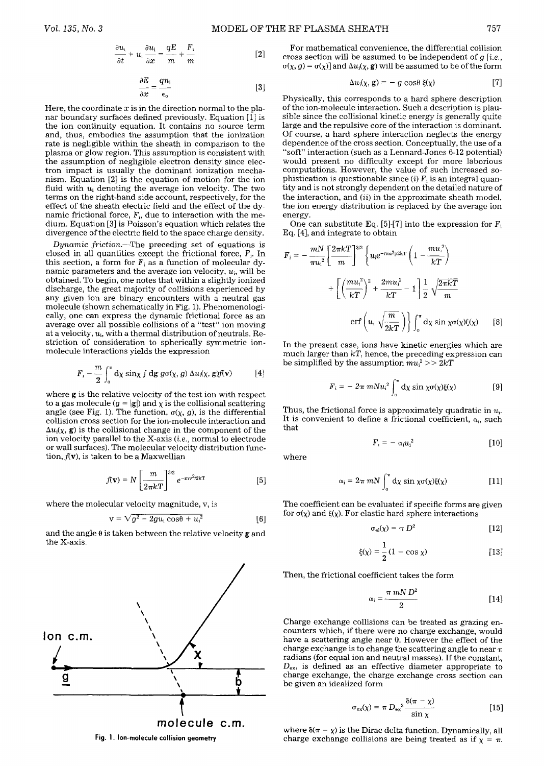$$\frac{\partial u_i}{\partial t} + u_i \frac{\partial u_i}{\partial x} = \frac{qE}{m} + \frac{F_i}{m} \quad [2]$$

$$\frac{\partial E}{\partial x} = \frac{qn_i}{\epsilon_0} \quad [3]$$

Here, the coordinate $x$ is in the direction normal to the planar boundary surfaces defined previously. Equation [1] is the ion continuity equation. It contains no source term and, thus, embodies the assumption that the ionization rate is negligible within the sheath in comparison to the plasma or glow region. This assumption is consistent with the assumption of negligible electron density since electron impact is usually the dominant ionization mechanism. Equation [2] is the equation of motion for the ion fluid with $u_i$ denoting the average ion velocity. The two terms on the right-hand side account, respectively, for the effect of the sheath electric field and the effect of the dynamic frictional force, $F_i$, due to interaction with the medium. Equation [3] is Poisson's equation which relates the divergence of the electric field to the space charge density.

*Dynamic friction.*—The preceding set of equations is closed in all quantities except the frictional force, $F_i$. In this section, a form for $F_i$ as a function of molecular dynamic parameters and the average ion velocity, $u_i$, will be obtained. To begin, one notes that within a slightly ionized discharge, the great majority of collisions experienced by any given ion are binary encounters with a neutral gas molecule (shown schematically in Fig. 1). Phenomenologically, one can express the dynamic frictional force as an average over all possible collisions of a "test" ion moving at a velocity, $u_i$, with a thermal distribution of neutrals. Restriction of consideration to spherically symmetric ion-molecule interactions yields the expression

$$F_i - \frac{m}{2} \int_0^{\pi} d\chi \sin\chi \int d\mathbf{g}\, g\sigma(\chi, g)\, \Delta u_i(\chi, \mathbf{g}) f(\mathbf{v}) \quad [4]$$

where $\mathbf{g}$ is the relative velocity of the test ion with respect to a gas molecule ($g = |\mathbf{g}|$) and $\chi$ is the collisional scattering angle (see Fig. 1). The function, $\sigma(\chi, g)$, is the differential collision cross section for the ion-molecule interaction and $\Delta u_i(\chi, \mathbf{g})$ is the collisional change in the component of the ion velocity parallel to the X-axis (*i.e.*, normal to electrode or wall surfaces). The molecular velocity distribution function, $f(\mathbf{v})$, is taken to be a Maxwellian

$$f(\mathbf{v}) = N \left[\frac{m}{2\pi kT}\right]^{3/2} e^{-mv^2/2kT} \quad [5]$$

where the molecular velocity magnitude, v, is

$$v = \sqrt{g^2 - 2gu_i\cos\theta + u_i^2} \quad [6]$$

and the angle $\theta$ is taken between the relative velocity $\mathbf{g}$ and the X-axis.

Fig. 1. Ion-molecule collision geometry

For mathematical convenience, the differential collision cross section will be assumed to be independent of $g$ [*i.e.*, $\sigma(\chi, g) = \sigma(\chi)$] and $\Delta u_i(\chi, \mathbf{g})$ will be assumed to be of the form

$$\Delta u_i(\chi, \mathbf{g}) = -g \cos\theta\, \xi(\chi) \quad [7]$$

Physically, this corresponds to a hard sphere description of the ion-molecule interaction. Such a description is plausible since the collisional kinetic energy is generally quite large and the repulsive core of the interaction is dominant. Of course, a hard sphere interaction neglects the energy dependence of the cross section. Conceptually, the use of a "soft" interaction (such as a Lennard-Jones 6-12 potential) would present no difficulty except for more laborious computations. However, the value of such increased sophistication is questionable since (*i*) $F_i$ is an integral quantity and is not strongly dependent on the detailed nature of the interaction, and (*ii*) in the approximate sheath model, the ion energy distribution is replaced by the average ion energy.

One can substitute Eq. [5]-[7] into the expression for $F_i$ Eq. [4], and integrate to obtain

$$F_i = -\frac{mN}{\pi u_i^2}\left[\frac{2\pi kT}{m}\right]^{3/2} \left\{ u_i e^{-mu_i^2/2kT}\left(1 - \frac{mu_i^2}{kT}\right) + \left[\left(\frac{mu_i^2}{kT}\right)^2 + \frac{2mu_i^2}{kT} - 1\right]\frac{1}{2}\sqrt{\frac{2\pi kT}{m}}\ \mathrm{erf}\left(u_i\sqrt{\frac{m}{2kT}}\right)\right\} \int_0^{\pi} d\chi \sin\chi\sigma(\chi)\xi(\chi) \quad [8]$$

In the present case, ions have kinetic energies which are much larger than $kT$, hence, the preceding expression can be simplified by the assumption $mu_i^2 >> 2kT$

$$F_i = -2\pi mNu_i^2 \int_0^{\pi} d\chi \sin\chi\sigma(\chi)\xi(\chi) \quad [9]$$

Thus, the frictional force is approximately quadratic in $u_i$. It is convenient to define a frictional coefficient, $\alpha_i$, such that

$$F_i = -\alpha_i u_i^2 \quad [10]$$

where

$$\alpha_i = 2\pi mN \int_0^{\pi} d\chi \sin\chi\sigma(\chi)\xi(\chi) \quad [11]$$

The coefficient can be evaluated if specific forms are given for $\sigma(\chi)$ and $\xi(\chi)$. For elastic hard sphere interactions

$$\sigma_{el}(\chi) = \pi D^2 \quad [12]$$

$$\xi(\chi) = \frac{1}{2}(1 - \cos\chi) \quad [13]$$

Then, the frictional coefficient takes the form

$$\alpha_i = \frac{\pi mN D^2}{2} \quad [14]$$

Charge exchange collisions can be treated as grazing encounters which, if there were no charge exchange, would have a scattering angle near 0. However the effect of the charge exchange is to change the scattering angle to near $\pi$ radians (for equal ion and neutral masses). If the constant, $D_{ex}$, is defined as an effective diameter appropriate to charge exchange, the charge exchange cross section can be given an idealized form

$$\sigma_{ex}(\chi) = \pi D_{ex}^2 \frac{\delta(\pi - \chi)}{\sin\chi} \quad [15]$$

where $\delta(\pi - \chi)$ is the Dirac delta function. Dynamically, all charge exchange collisions are being treated as if $\chi = \pi$.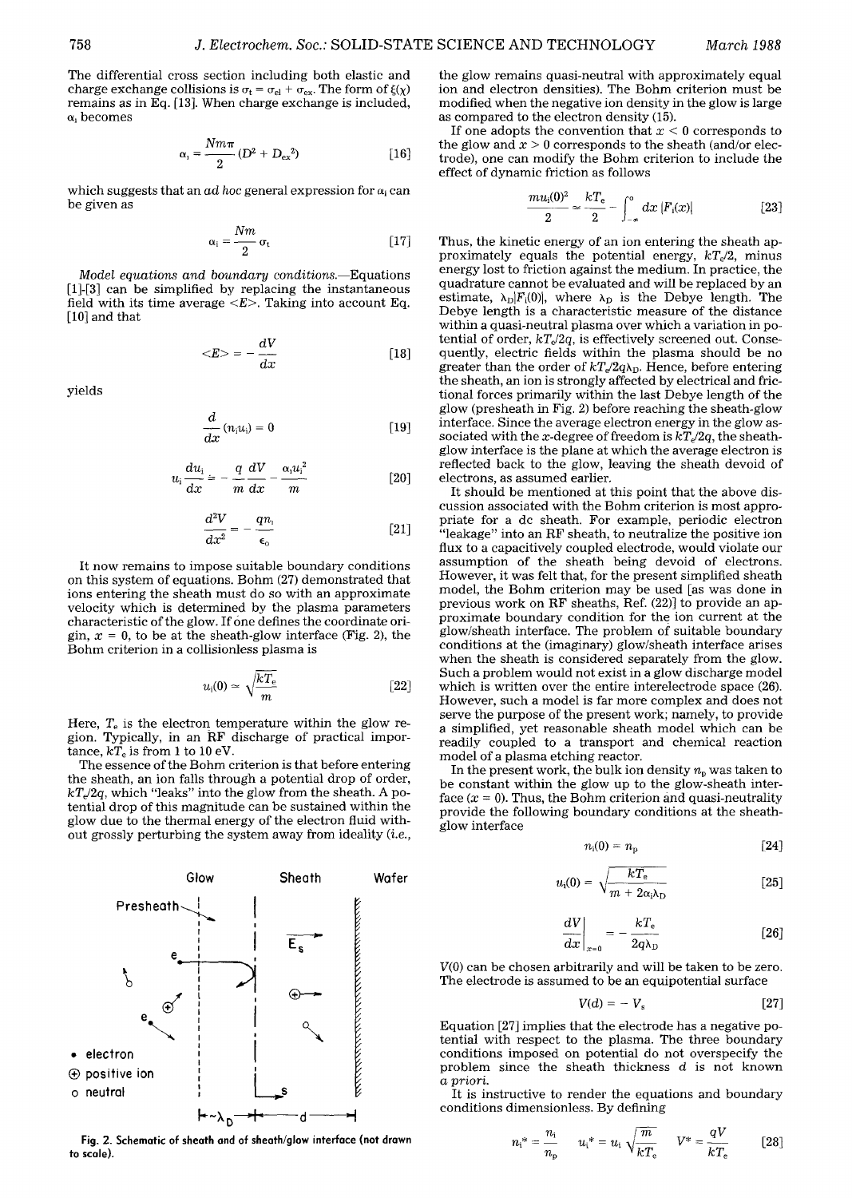The differential cross section including both elastic and charge exchange collisions is $\sigma_t = \sigma_{el} + \sigma_{ex}$. The form of $\xi(\chi)$ remains as in Eq. [13]. When charge exchange is included, $\alpha_i$ becomes

$$\alpha_i = \frac{Nm\pi}{2}(D^2 + D_{ex}^2) \tag{16}$$

which suggests that an *ad hoc* general expression for $\alpha_i$ can be given as

$$\alpha_i = \frac{Nm}{2}\sigma_t \tag{17}$$

*Model equations and boundary conditions.*—Equations [1]-[3] can be simplified by replacing the instantaneous field with its time average $<E>$. Taking into account Eq. [10] and that

$$<E> = -\frac{dV}{dx} \tag{18}$$

yields

$$\frac{d}{dx}(n_i u_i) = 0 \tag{19}$$

$$u_i \frac{du_i}{dx} = -\frac{q}{m}\frac{dV}{dx} - \frac{\alpha_i u_i^2}{m} \tag{20}$$

$$\frac{d^2V}{dx^2} = -\frac{qn_i}{\epsilon_0} \tag{21}$$

It now remains to impose suitable boundary conditions on this system of equations. Bohm (27) demonstrated that ions entering the sheath must do so with an approximate velocity which is determined by the plasma parameters characteristic of the glow. If one defines the coordinate origin, $x = 0$, to be at the sheath-glow interface (Fig. 2), the Bohm criterion in a collisionless plasma is

$$u_i(0) \simeq \sqrt{\frac{kT_e}{m}} \tag{22}$$

Here, $T_e$ is the electron temperature within the glow region. Typically, in an RF discharge of practical importance, $kT_e$ is from 1 to 10 eV.

The essence of the Bohm criterion is that before entering the sheath, an ion falls through a potential drop of order, $kT_e/2q$, which "leaks" into the glow from the sheath. A potential drop of this magnitude can be sustained within the glow due to the thermal energy of the electron fluid without grossly perturbing the system away from ideality (*i.e.*, the glow remains quasi-neutral with approximately equal ion and electron densities). The Bohm criterion must be modified when the negative ion density in the glow is large as compared to the electron density (15).

If one adopts the convention that $x < 0$ corresponds to the glow and $x > 0$ corresponds to the sheath (and/or electrode), one can modify the Bohm criterion to include the effect of dynamic friction as follows

$$\frac{mu_i(0)^2}{2} \simeq \frac{kT_e}{2} - \int_{-\infty}^{0} dx\,|F_i(x)| \tag{23}$$

Thus, the kinetic energy of an ion entering the sheath approximately equals the potential energy, $kT_e/2$, minus energy lost to friction against the medium. In practice, the quadrature cannot be evaluated and will be replaced by an estimate, $\lambda_D|F_i(0)|$, where $\lambda_D$ is the Debye length. The Debye length is a characteristic measure of the distance within a quasi-neutral plasma over which a variation in potential of order, $kT_e/2q$, is effectively screened out. Consequently, electric fields within the plasma should be no greater than the order of $kT_e/2q\lambda_D$. Hence, before entering the sheath, an ion is strongly affected by electrical and frictional forces primarily within the last Debye length of the glow (presheath in Fig. 2) before reaching the sheath-glow interface. Since the average electron energy in the glow associated with the $x$-degree of freedom is $kT_e/2q$, the sheath-glow interface is the plane at which the average electron is reflected back to the glow, leaving the sheath devoid of electrons, as assumed earlier.

It should be mentioned at this point that the above discussion associated with the Bohm criterion is most appropriate for a dc sheath. For example, periodic electron "leakage" into an RF sheath, to neutralize the positive ion flux to a capacitively coupled electrode, would violate our assumption of the sheath being devoid of electrons. However, it was felt that, for the present simplified sheath model, the Bohm criterion may be used [as was done in previous work on RF sheaths, Ref. (22)] to provide an approximate boundary condition for the ion current at the glow/sheath interface. The problem of suitable boundary conditions at the (imaginary) glow/sheath interface arises when the sheath is considered separately from the glow. Such a problem would not exist in a glow discharge model which is written over the entire interelectrode space (26). However, such a model is far more complex and does not serve the purpose of the present work; namely, to provide a simplified, yet reasonable sheath model which can be readily coupled to a transport and chemical reaction model of a plasma etching reactor.

In the present work, the bulk ion density $n_p$ was taken to be constant within the glow up to the glow-sheath interface ($x = 0$). Thus, the Bohm criterion and quasi-neutrality provide the following boundary conditions at the sheath-glow interface

$$n_i(0) = n_p \tag{24}$$

$$u_i(0) = \sqrt{\frac{kT_e}{m + 2\alpha_i\lambda_D}} \tag{25}$$

$$\left.\frac{dV}{dx}\right|_{x=0} = -\frac{kT_e}{2q\lambda_D} \tag{26}$$

$V(0)$ can be chosen arbitrarily and will be taken to be zero. The electrode is assumed to be an equipotential surface

$$V(d) = -V_s \tag{27}$$

Equation [27] implies that the electrode has a negative potential with respect to the plasma. The three boundary conditions imposed on potential do not overspecify the problem since the sheath thickness $d$ is not known *a priori*.

It is instructive to render the equations and boundary conditions dimensionless. By defining

$$n_i^* = \frac{n_i}{n_p} \qquad u_i^* = u_i\sqrt{\frac{m}{kT_e}} \qquad V^* = \frac{qV}{kT_e} \tag{28}$$

Fig. 2. Schematic of sheath and of sheath/glow interface (not drawn to scale).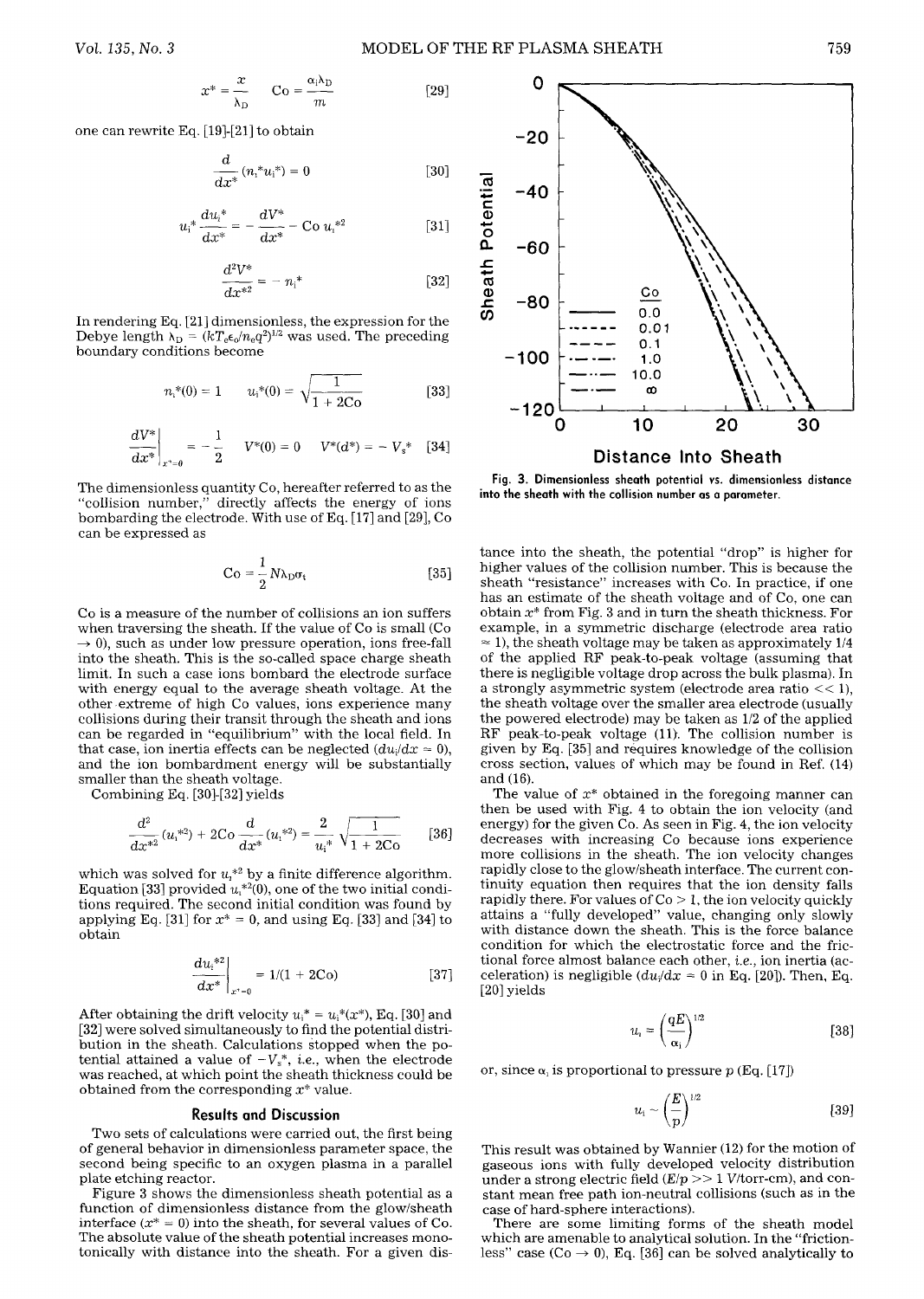$$x^* = \frac{x}{\lambda_D} \qquad \text{Co} = \frac{\alpha_i \lambda_D}{m} \tag{29}$$

one can rewrite Eq. [19]-[21] to obtain

$$\frac{d}{dx^*}(n_i^* u_i^*) = 0 \tag{30}$$

$$u_i^* \frac{du_i^*}{dx^*} = -\frac{dV^*}{dx^*} - \text{Co}\, u_i^{*2} \tag{31}$$

$$\frac{d^2V^*}{dx^{*2}} = -n_i^* \tag{32}$$

In rendering Eq. [21] dimensionless, the expression for the Debye length $\lambda_D = (kT_e\epsilon_o/n_e q^2)^{1/2}$ was used. The preceding boundary conditions become

$$n_i^*(0) = 1 \qquad u_i^*(0) = \sqrt{\frac{1}{1 + 2\text{Co}}} \tag{33}$$

$$\left.\frac{dV^*}{dx^*}\right|_{x^*=0} = -\frac{1}{2} \qquad V^*(0) = 0 \qquad V^*(d^*) = -V_s^* \tag{34}$$

The dimensionless quantity Co, hereafter referred to as the "collision number," directly affects the energy of ions bombarding the electrode. With use of Eq. [17] and [29], Co can be expressed as

$$\text{Co} = \frac{1}{2} N\lambda_D\sigma_t \tag{35}$$

Co is a measure of the number of collisions an ion suffers when traversing the sheath. If the value of Co is small (Co $\to 0$), such as under low pressure operation, ions free-fall into the sheath. This is the so-called space charge sheath limit. In such a case ions bombard the electrode surface with energy equal to the average sheath voltage. At the other extreme of high Co values, ions experience many collisions during their transit through the sheath and ions can be regarded in "equilibrium" with the local field. In that case, ion inertia effects can be neglected ($du_i/dx \approx 0$), and the ion bombardment energy will be substantially smaller than the sheath voltage.

Combining Eq. [30]-[32] yields

$$\frac{d^2}{dx^{*2}}(u_i^{*2}) + 2\text{Co}\frac{d}{dx^*}(u_i^{*2}) = \frac{2}{u_i^*}\sqrt{\frac{1}{1 + 2\text{Co}}} \tag{36}$$

which was solved for $u_i^{*2}$ by a finite difference algorithm. Equation [33] provided $u_i^{*2}(0)$, one of the two initial conditions required. The second initial condition was found by applying Eq. [31] for $x^* = 0$, and using Eq. [33] and [34] to obtain

$$\left.\frac{du_i^{*2}}{dx^*}\right|_{x^*=0} = 1/(1 + 2\text{Co}) \tag{37}$$

After obtaining the drift velocity $u_i^* = u_i^*(x^*)$, Eq. [30] and [32] were solved simultaneously to find the potential distribution in the sheath. Calculations stopped when the potential attained a value of $-V_s^*$, *i.e.*, when the electrode was reached, at which point the sheath thickness could be obtained from the corresponding $x^*$ value.

## Results and Discussion

Two sets of calculations were carried out, the first being of general behavior in dimensionless parameter space, the second being specific to an oxygen plasma in a parallel plate etching reactor.

Figure 3 shows the dimensionless sheath potential as a function of dimensionless distance from the glow/sheath interface ($x^* = 0$) into the sheath, for several values of Co. The absolute value of the sheath potential increases monotonically with distance into the sheath. For a given distance into the sheath, the potential "drop" is higher for higher values of the collision number. This is because the sheath "resistance" increases with Co. In practice, if one has an estimate of the sheath voltage and of Co, one can obtain $x^*$ from Fig. 3 and in turn the sheath thickness. For example, in a symmetric discharge (electrode area ratio $\approx 1$), the sheath voltage may be taken as approximately 1/4 of the applied RF peak-to-peak voltage (assuming that there is negligible voltage drop across the bulk plasma). In a strongly asymmetric system (electrode area ratio $<< 1$), the sheath voltage over the smaller area electrode (usually the powered electrode) may be taken as 1/2 of the applied RF peak-to-peak voltage (11). The collision number is given by Eq. [35] and requires knowledge of the collision cross section, values of which may be found in Ref. (14) and (16).

Fig. 3. Dimensionless sheath potential vs. dimensionless distance into the sheath with the collision number as a parameter.

The value of $x^*$ obtained in the foregoing manner can then be used with Fig. 4 to obtain the ion velocity (and energy) for the given Co. As seen in Fig. 4, the ion velocity decreases with increasing Co because ions experience more collisions in the sheath. The ion velocity changes rapidly close to the glow/sheath interface. The current continuity equation then requires that the ion density falls rapidly there. For values of Co > 1, the ion velocity quickly attains a "fully developed" value, changing only slowly with distance down the sheath. This is the force balance condition for which the electrostatic force and the frictional force almost balance each other, *i.e.*, ion inertia (acceleration) is negligible ($du_i/dx \approx 0$ in Eq. [20]). Then, Eq. [20] yields

$$u_i = \left(\frac{qE}{\alpha_i}\right)^{1/2} \tag{38}$$

or, since $\alpha_i$ is proportional to pressure $p$ (Eq. [17])

$$u_i \sim \left(\frac{E}{p}\right)^{1/2} \tag{39}$$

This result was obtained by Wannier (12) for the motion of gaseous ions with fully developed velocity distribution under a strong electric field ($E/p >> 1$ V/torr-cm), and constant mean free path ion-neutral collisions (such as in the case of hard-sphere interactions).

There are some limiting forms of the sheath model which are amenable to analytical solution. In the "frictionless" case (Co $\to 0$), Eq. [36] can be solved analytically to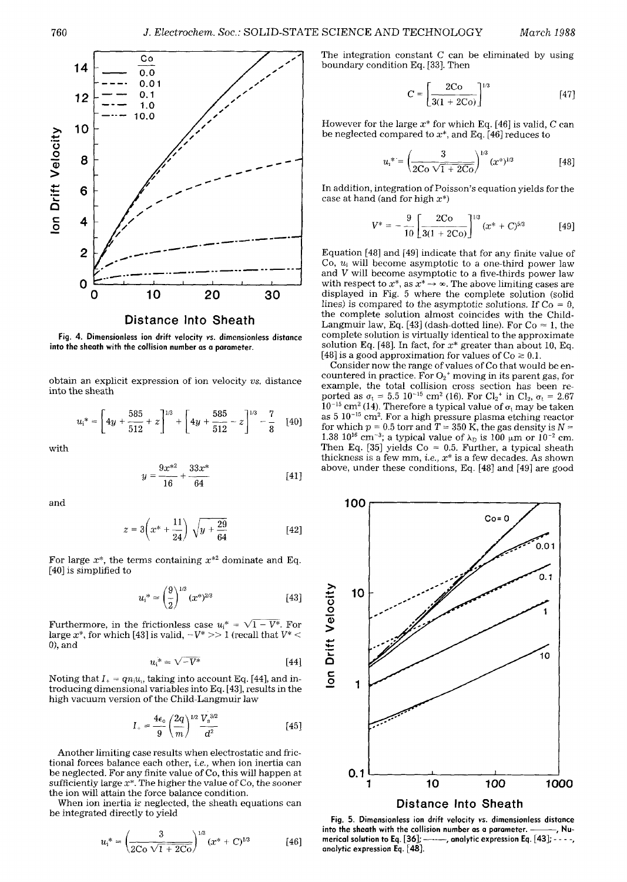Fig. 4. Dimensionless ion drift velocity vs. dimensionless distance into the sheath with the collision number as a parameter.

obtain an explicit expression of ion velocity vs. distance into the sheath

$$u_i^* = \left[4y + \frac{585}{512} + z\right]^{1/3} + \left[4y + \frac{585}{512} - z\right]^{1/3} - \frac{7}{8} \quad [40]$$

with

$$y = \frac{9x^{*2}}{16} + \frac{33x^*}{64} \quad [41]$$

and

$$z = 3\left(x^* + \frac{11}{24}\right)\sqrt{y + \frac{29}{64}} \quad [42]$$

For large $x^*$, the terms containing $x^{*2}$ dominate and Eq. [40] is simplified to

$$u_i^* \approx \left(\frac{9}{2}\right)^{1/3} (x^*)^{2/3} \quad [43]$$

Furthermore, in the frictionless case $u_i^* = \sqrt{1 - V^*}$. For large $x^*$, for which [43] is valid, $-V^* >> 1$ (recall that $V^* < 0$), and

$$u_i^* \approx \sqrt{-V^*} \quad [44]$$

Noting that $I_+ = qn_iu_i$, taking into account Eq. [44], and introducing dimensional variables into Eq. [43], results in the high vacuum version of the Child-Langmuir law

$$I_+ = \frac{4\epsilon_0}{9}\left(\frac{2q}{m}\right)^{1/2} \frac{V_s^{3/2}}{d^2} \quad [45]$$

Another limiting case results when electrostatic and frictional forces balance each other, i.e., when ion inertia can be neglected. For any finite value of Co, this will happen at sufficiently large $x^*$. The higher the value of Co, the sooner the ion will attain the force balance condition.

When ion inertia is neglected, the sheath equations can be integrated directly to yield

$$u_i^* = \left(\frac{3}{2\text{Co}\sqrt{1 + 2\text{Co}}}\right)^{1/3} (x^* + C)^{1/3} \quad [46]$$

The integration constant $C$ can be eliminated by using boundary condition Eq. [33]. Then

$$C = \left[\frac{2\text{Co}}{3(1 + 2\text{Co})}\right]^{1/3} \quad [47]$$

However for the large $x^*$ for which Eq. [46] is valid, $C$ can be neglected compared to $x^*$, and Eq. [46] reduces to

$$u_i^* = \left(\frac{3}{2\text{Co}\sqrt{1 + 2\text{Co}}}\right)^{1/3} (x^*)^{1/3} \quad [48]$$

In addition, integration of Poisson's equation yields for the case at hand (and for high $x^*$)

$$V^* = -\frac{9}{10}\left[\frac{2\text{Co}}{3(1 + 2\text{Co})}\right]^{1/3} (x^* + C)^{5/3} \quad [49]$$

Equation [48] and [49] indicate that for any finite value of Co, $u_i$ will become asymptotic to a one-third power law and $V$ will become asymptotic to a five-thirds power law with respect to $x^*$, as $x^* \to \infty$. The above limiting cases are displayed in Fig. 5 where the complete solution (solid lines) is compared to the asymptotic solutions. If Co = 0, the complete solution almost coincides with the Child-Langmuir law, Eq. [43] (dash-dotted line). For Co ≈ 1, the complete solution is virtually identical to the approximate solution Eq. [48]. In fact, for $x^*$ greater than about 10, Eq. [48] is a good approximation for values of Co ≳ 0.1.

Consider now the range of values of Co that would be encountered in practice. For $O_2^+$ moving in its parent gas, for example, the total collision cross section has been reported as $\sigma_t = 5.5\ 10^{-15}$ cm² (16). For $Cl_2^+$ in $Cl_2$, $\sigma_t = 2.67\ 10^{-15}$ cm² (14). Therefore a typical value of $\sigma_t$ may be taken as $5\ 10^{-15}$ cm². For a high pressure plasma etching reactor for which $p = 0.5$ torr and $T = 350$ K, the gas density is $N = 1.38\ 10^{16}$ cm⁻³; a typical value of $\lambda_D$ is 100 μm or $10^{-2}$ cm. Then Eq. [35] yields Co ≈ 0.5. Further, a typical sheath thickness is a few mm, i.e., $x^*$ is a few decades. As shown above, under these conditions, Eq. [48] and [49] are good

Fig. 5. Dimensionless ion drift velocity vs. dimensionless distance into the sheath with the collision number as a parameter. ———, Numerical solution to Eq. [36]; —·—, analytic expression Eq. [43]; - - - -, analytic expression Eq. [48].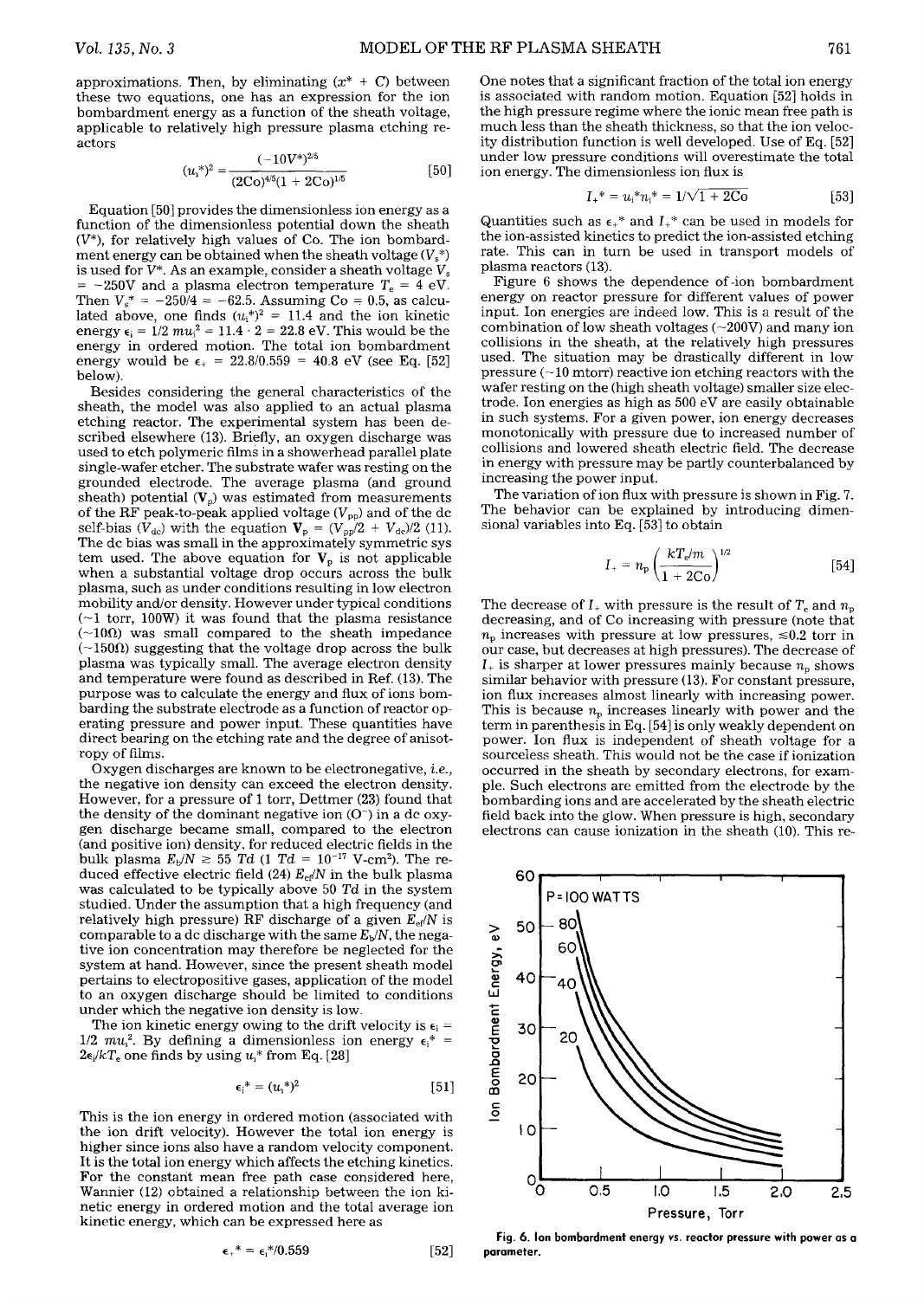approximations. Then, by eliminating $(x^* + C)$ between these two equations, one has an expression for the ion bombardment energy as a function of the sheath voltage, applicable to relatively high pressure plasma etching reactors

$$(u_i^*)^2 = \frac{(-10V^*)^{2/5}}{(2Co)^{4/5}(1 + 2Co)^{1/5}} \qquad [50]$$

Equation [50] provides the dimensionless ion energy as a function of the dimensionless potential down the sheath ($V^*$), for relatively high values of Co. The ion bombardment energy can be obtained when the sheath voltage ($V_s^*$) is used for $V^*$. As an example, consider a sheath voltage $V_s = -250$V and a plasma electron temperature $T_e = 4$ eV. Then $V_s^* = -250/4 = -62.5$. Assuming Co = 0.5, as calculated above, one finds $(u_i^*)^2 = 11.4$ and the ion kinetic energy $\epsilon_i = 1/2\ mu_i^2 = 11.4 \cdot 2 = 22.8$ eV. This would be the energy in ordered motion. The total ion bombardment energy would be $\epsilon_+ = 22.8/0.559 = 40.8$ eV (see Eq. [52] below).

Besides considering the general characteristics of the sheath, the model was also applied to an actual plasma etching reactor. The experimental system has been described elsewhere (13). Briefly, an oxygen discharge was used to etch polymeric films in a showerhead parallel plate single-wafer etcher. The substrate wafer was resting on the grounded electrode. The average plasma (and ground sheath) potential ($\mathbf{V}_p$) was estimated from measurements of the RF peak-to-peak applied voltage ($V_{pp}$) and of the dc self-bias ($V_{dc}$) with the equation $\mathbf{V}_p = (V_{pp}/2 + V_{dc})/2$ (11). The dc bias was small in the approximately symmetric system used. The above equation for $\mathbf{V}_p$ is not applicable when a substantial voltage drop occurs across the bulk plasma, such as under conditions resulting in low electron mobility and/or density. However under typical conditions (~1 torr, 100W) it was found that the plasma resistance (~10Ω) was small compared to the sheath impedance (~150Ω) suggesting that the voltage drop across the bulk plasma was typically small. The average electron density and temperature were found as described in Ref. (13). The purpose was to calculate the energy and flux of ions bombarding the substrate electrode as a function of reactor operating pressure and power input. These quantities have direct bearing on the etching rate and the degree of anisotropy of films.

Oxygen discharges are known to be electronegative, *i.e.*, the negative ion density can exceed the electron density. However, for a pressure of 1 torr, Dettmer (23) found that the density of the dominant negative ion ($O^-$) in a dc oxygen discharge became small, compared to the electron (and positive ion) density, for reduced electric fields in the bulk plasma $E_b/N \gtrsim 55$ *Td* (1 *Td* = $10^{-17}$ V-cm$^2$). The reduced effective electric field (24) $E_{ef}/N$ in the bulk plasma was calculated to be typically above 50 *Td* in the system studied. Under the assumption that a high frequency (and relatively high pressure) RF discharge of a given $E_{ef}/N$ is comparable to a dc discharge with the same $E_b/N$, the negative ion concentration may therefore be neglected for the system at hand. However, since the present sheath model pertains to electropositive gases, application of the model to an oxygen discharge should be limited to conditions under which the negative ion density is low.

The ion kinetic energy owing to the drift velocity is $\epsilon_i = 1/2\ mu_i^2$. By defining a dimensionless ion energy $\epsilon_i^* = 2\epsilon_i/kT_e$ one finds by using $u_i^*$ from Eq. [28]

$$\epsilon_i^* = (u_i^*)^2 \qquad [51]$$

This is the ion energy in ordered motion (associated with the ion drift velocity). However the total ion energy is higher since ions also have a random velocity component. It is the total ion energy which affects the etching kinetics. For the constant mean free path case considered here, Wannier (12) obtained a relationship between the ion kinetic energy in ordered motion and the total average ion kinetic energy, which can be expressed here as

$$\epsilon_+^* = \epsilon_i^*/0.559 \qquad [52]$$

One notes that a significant fraction of the total ion energy is associated with random motion. Equation [52] holds in the high pressure regime where the ionic mean free path is much less than the sheath thickness, so that the ion velocity distribution function is well developed. Use of Eq. [52] under low pressure conditions will overestimate the total ion energy. The dimensionless ion flux is

$$I_+^* = u_i^* n_i^* = 1/\sqrt{1 + 2Co} \qquad [53]$$

Quantities such as $\epsilon_+^*$ and $I_+^*$ can be used in models for the ion-assisted kinetics to predict the ion-assisted etching rate. This can in turn be used in transport models of plasma reactors (13).

Figure 6 shows the dependence of ion bombardment energy on reactor pressure for different values of power input. Ion energies are indeed low. This is a result of the combination of low sheath voltages (~200V) and many ion collisions in the sheath, at the relatively high pressures used. The situation may be drastically different in low pressure (~10 mtorr) reactive ion etching reactors with the wafer resting on the (high sheath voltage) smaller size electrode. Ion energies as high as 500 eV are easily obtainable in such systems. For a given power, ion energy decreases monotonically with pressure due to increased number of collisions and lowered sheath electric field. The decrease in energy with pressure may be partly counterbalanced by increasing the power input.

The variation of ion flux with pressure is shown in Fig. 7. The behavior can be explained by introducing dimensional variables into Eq. [53] to obtain

$$I_+ = n_p \left( \frac{kT_e/m}{1 + 2Co} \right)^{1/2} \qquad [54]$$

The decrease of $I_+$ with pressure is the result of $T_e$ and $n_p$ decreasing, and of Co increasing with pressure (note that $n_p$ increases with pressure at low pressures, ≲0.2 torr in our case, but decreases at high pressures). The decrease of $I_+$ is sharper at lower pressures mainly because $n_p$ shows similar behavior with pressure (13). For constant pressure, ion flux increases almost linearly with increasing power. This is because $n_p$ increases linearly with power and the term in parenthesis in Eq. [54] is only weakly dependent on power. Ion flux is independent of sheath voltage for a sourceless sheath. This would not be the case if ionization occurred in the sheath by secondary electrons, for example. Such electrons are emitted from the electrode by the bombarding ions and are accelerated by the sheath electric field back into the glow. When pressure is high, secondary electrons can cause ionization in the sheath (10). This re-

Fig. 6. Ion bombardment energy vs. reactor pressure with power as a parameter.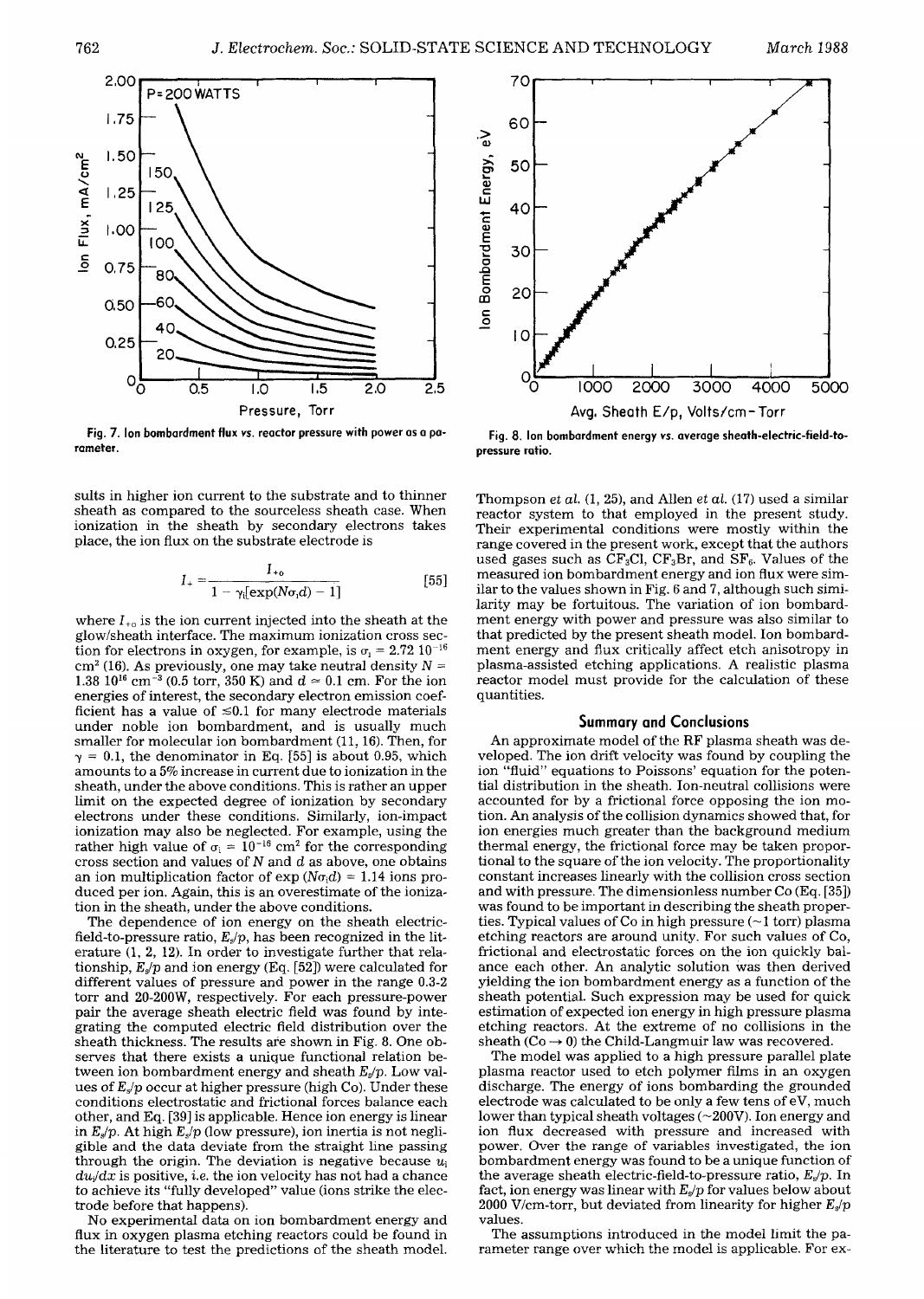Fig. 7. Ion bombardment flux vs. reactor pressure with power as a parameter.

Fig. 8. Ion bombardment energy vs. average sheath-electric-field-to-pressure ratio.

sults in higher ion current to the substrate and to thinner sheath as compared to the sourceless sheath case. When ionization in the sheath by secondary electrons takes place, the ion flux on the substrate electrode is

$$I_{+} = \frac{I_{+0}}{1 - \gamma_i[\exp(N\sigma_i d) - 1]} \qquad [55]$$

where $I_{+0}$ is the ion current injected into the sheath at the glow/sheath interface. The maximum ionization cross section for electrons in oxygen, for example, is $\sigma_i = 2.72\ 10^{-16}$ cm$^2$ (16). As previously, one may take neutral density $N = 1.38\ 10^{16}$ cm$^{-3}$ (0.5 torr, 350 K) and $d \approx 0.1$ cm. For the ion energies of interest, the secondary electron emission coefficient has a value of $\leq 0.1$ for many electrode materials under noble ion bombardment, and is usually much smaller for molecular ion bombardment (11, 16). Then, for $\gamma = 0.1$, the denominator in Eq. [55] is about 0.95, which amounts to a 5% increase in current due to ionization in the sheath, under the above conditions. This is rather an upper limit on the expected degree of ionization by secondary electrons under these conditions. Similarly, ion-impact ionization may also be neglected. For example, using the rather high value of $\sigma_i = 10^{-16}$ cm$^2$ for the corresponding cross section and values of $N$ and $d$ as above, one obtains an ion multiplication factor of $\exp(N\sigma_i d) = 1.14$ ions produced per ion. Again, this is an overestimate of the ionization in the sheath, under the above conditions.

The dependence of ion energy on the sheath electric-field-to-pressure ratio, $E_s/p$, has been recognized in the literature (1, 2, 12). In order to investigate further that relationship, $E_s/p$ and ion energy (Eq. [52]) were calculated for different values of pressure and power in the range 0.3-2 torr and 20-200W, respectively. For each pressure-power pair the average sheath electric field was found by integrating the computed electric field distribution over the sheath thickness. The results are shown in Fig. 8. One observes that there exists a unique functional relation between ion bombardment energy and sheath $E_s/p$. Low values of $E_s/p$ occur at higher pressure (high Co). Under these conditions electrostatic and frictional forces balance each other, and Eq. [39] is applicable. Hence ion energy is linear in $E_s/p$. At high $E_s/p$ (low pressure), ion inertia is not negligible and the data deviate from the straight line passing through the origin. The deviation is negative because $u_i\ du_i/dx$ is positive, *i.e.* the ion velocity has not had a chance to achieve its "fully developed" value (ions strike the electrode before that happens).

No experimental data on ion bombardment energy and flux in oxygen plasma etching reactors could be found in the literature to test the predictions of the sheath model. Thompson *et al.* (1, 25), and Allen *et al.* (17) used a similar reactor system to that employed in the present study. Their experimental conditions were mostly within the range covered in the present work, except that the authors used gases such as $CF_3Cl$, $CF_3Br$, and $SF_6$. Values of the measured ion bombardment energy and ion flux were similar to the values shown in Fig. 6 and 7, although such similarity may be fortuitous. The variation of ion bombardment energy with power and pressure was also similar to that predicted by the present sheath model. Ion bombardment energy and flux critically affect etch anisotropy in plasma-assisted etching applications. A realistic plasma reactor model must provide for the calculation of these quantities.

## Summary and Conclusions

An approximate model of the RF plasma sheath was developed. The ion drift velocity was found by coupling the ion "fluid" equations to Poissons' equation for the potential distribution in the sheath. Ion-neutral collisions were accounted for by a frictional force opposing the ion motion. An analysis of the collision dynamics showed that, for ion energies much greater than the background medium thermal energy, the frictional force may be taken proportional to the square of the ion velocity. The proportionality constant increases linearly with the collision cross section and with pressure. The dimensionless number Co (Eq. [35]) was found to be important in describing the sheath properties. Typical values of Co in high pressure (~1 torr) plasma etching reactors are around unity. For such values of Co, frictional and electrostatic forces on the ion quickly balance each other. An analytic solution was then derived yielding the ion bombardment energy as a function of the sheath potential. Such expression may be used for quick estimation of expected ion energy in high pressure plasma etching reactors. At the extreme of no collisions in the sheath (Co → 0) the Child-Langmuir law was recovered.

The model was applied to a high pressure parallel plate plasma reactor used to etch polymer films in an oxygen discharge. The energy of ions bombarding the grounded electrode was calculated to be only a few tens of eV, much lower than typical sheath voltages (~200V). Ion energy and ion flux decreased with pressure and increased with power. Over the range of variables investigated, the ion bombardment energy was found to be a unique function of the average sheath electric-field-to-pressure ratio, $E_s/p$. In fact, ion energy was linear with $E_s/p$ for values below about 2000 V/cm-torr, but deviated from linearity for higher $E_s/p$ values.

The assumptions introduced in the model limit the parameter range over which the model is applicable. For ex-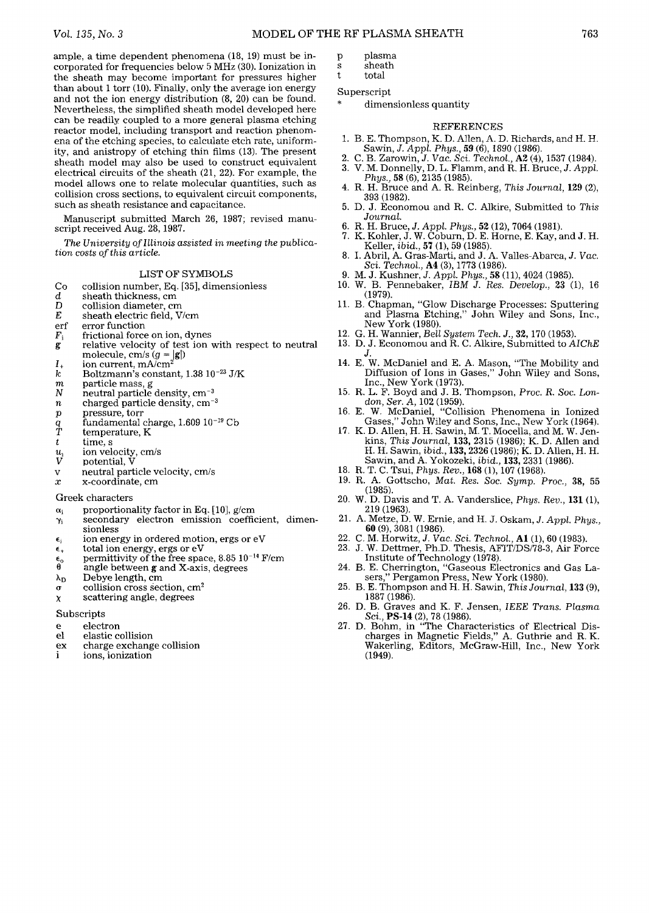ample, a time dependent phenomena (18, 19) must be incorporated for frequencies below 5 MHz (30). Ionization in the sheath may become important for pressures higher than about 1 torr (10). Finally, only the average ion energy and not the ion energy distribution (8, 20) can be found. Nevertheless, the simplified sheath model developed here can be readily coupled to a more general plasma etching reactor model, including transport and reaction phenomena of the etching species, to calculate etch rate, uniformity, and anistropy of etching thin films (13). The present sheath model may also be used to construct equivalent electrical circuits of the sheath (21, 22). For example, the model allows one to relate molecular quantities, such as collision cross sections, to equivalent circuit components, such as sheath resistance and capacitance.

Manuscript submitted March 26, 1987; revised manuscript received Aug. 28, 1987.

*The University of Illinois assisted in meeting the publication costs of this article.*

## LIST OF SYMBOLS

- Co — collision number, Eq. [35], dimensionless
- $d$ — sheath thickness, cm
- $D$ — collision diameter, cm
- $E$ — sheath electric field, V/cm
- erf — error function
- $F_i$ — frictional force on ion, dynes
- $\mathbf{g}$ — relative velocity of test ion with respect to neutral molecule, cm/s ($g = |\mathbf{g}|$)
- $I_+$ — ion current, mA/cm$^2$
- $k$ — Boltzmann's constant, 1.38 $10^{-23}$ J/K
- $m$ — particle mass, g
- $N$ — neutral particle density, cm$^{-3}$
- $n$ — charged particle density, cm$^{-3}$
- $p$ — pressure, torr
- $q$ — fundamental charge, 1.609 $10^{-19}$ Cb
- $T$ — temperature, K
- $t$ — time, s
- $u_i$ — ion velocity, cm/s
- $V$ — potential, V
- v — neutral particle velocity, cm/s
- $x$ — x-coordinate, cm

Greek characters

- $\alpha_i$ — proportionality factor in Eq. [10], g/cm
- $\gamma_i$ — secondary electron emission coefficient, dimensionless
- $\epsilon_i$ — ion energy in ordered motion, ergs or eV
- $\epsilon_+$ — total ion energy, ergs or eV
- $\epsilon_o$ — permittivity of the free space, 8.85 $10^{-14}$ F/cm
- $\theta$ — angle between $\mathbf{g}$ and X-axis, degrees
- $\lambda_D$ — Debye length, cm
- $\sigma$ — collision cross section, cm$^2$
- $\chi$ — scattering angle, degrees

Subscripts

- e — electron
- el — elastic collision
- ex — charge exchange collision
- i — ions, ionization
- p — plasma
- s — sheath
- t — total

Superscript

- * — dimensionless quantity

## REFERENCES

1. B. E. Thompson, K. D. Allen, A. D. Richards, and H. H. Sawin, *J. Appl. Phys.*, **59** (6), 1890 (1986).
2. C. B. Zarowin, *J. Vac. Sci. Technol.*, **A2** (4), 1537 (1984).
3. V. M. Donnelly, D. L. Flamm, and R. H. Bruce, *J. Appl. Phys.*, **58** (6), 2135 (1985).
4. R. H. Bruce and A. R. Reinberg, *This Journal*, **129** (2), 393 (1982).
5. D. J. Economou and R. C. Alkire, Submitted to *This Journal*.
6. R. H. Bruce, *J. Appl. Phys.*, **52** (12), 7064 (1981).
7. K. Kohler, J. W. Coburn, D. E. Horne, E. Kay, and J. H. Keller, *ibid.*, **57** (1), 59 (1985).
8. I. Abril, A. Gras-Marti, and J. A. Valles-Abarca, *J. Vac. Sci. Technol.*, **A4** (3), 1773 (1986).
9. M. J. Kushner, *J. Appl. Phys.*, **58** (11), 4024 (1985).
10. W. B. Pennebaker, *IBM J. Res. Develop.*, **23** (1), 16 (1979).
11. B. Chapman, "Glow Discharge Processes: Sputtering and Plasma Etching," John Wiley and Sons, Inc., New York (1980).
12. G. H. Wannier, *Bell System Tech. J.*, **32**, 170 (1953).
13. D. J. Economou and R. C. Alkire, Submitted to *AIChE J.*
14. E. W. McDaniel and E. A. Mason, "The Mobility and Diffusion of Ions in Gases," John Wiley and Sons, Inc., New York (1973).
15. R. L. F. Boyd and J. B. Thompson, *Proc. R. Soc. London, Ser. A*, 102 (1959).
16. E. W. McDaniel, "Collision Phenomena in Ionized Gases," John Wiley and Sons, Inc., New York (1964).
17. K. D. Allen, H. H. Sawin, M. T. Mocella, and M. W. Jenkins, *This Journal*, **133**, 2315 (1986); K. D. Allen and H. H. Sawin, *ibid.*, **133**, 2326 (1986); K. D. Allen, H. H. Sawin, and A. Yokozeki, *ibid.*, **133**, 2331 (1986).
18. R. T. C. Tsui, *Phys. Rev.*, **168** (1), 107 (1968).
19. R. A. Gottscho, *Mat. Res. Soc. Symp. Proc.*, **38**, 55 (1985).
20. W. D. Davis and T. A. Vanderslice, *Phys. Rev.*, **131** (1), 219 (1963).
21. A. Metze, D. W. Ernie, and H. J. Oskam, *J. Appl. Phys.*, **60** (9), 3081 (1986).
22. C. M. Horwitz, *J. Vac. Sci. Technol.*, **A1** (1), 60 (1983).
23. J. W. Dettmer, Ph.D. Thesis, AFIT/DS/78-3, Air Force Institute of Technology (1978).
24. B. E. Cherrington, "Gaseous Electronics and Gas Lasers," Pergamon Press, New York (1980).
25. B. E. Thompson and H. H. Sawin, *This Journal*, **133** (9), 1887 (1986).
26. D. B. Graves and K. F. Jensen, *IEEE Trans. Plasma Sci.*, **PS-14** (2), 78 (1986).
27. D. Bohm, in "The Characteristics of Electrical Discharges in Magnetic Fields," A. Guthrie and R. K. Wakerling, Editors, McGraw-Hill, Inc., New York (1949).